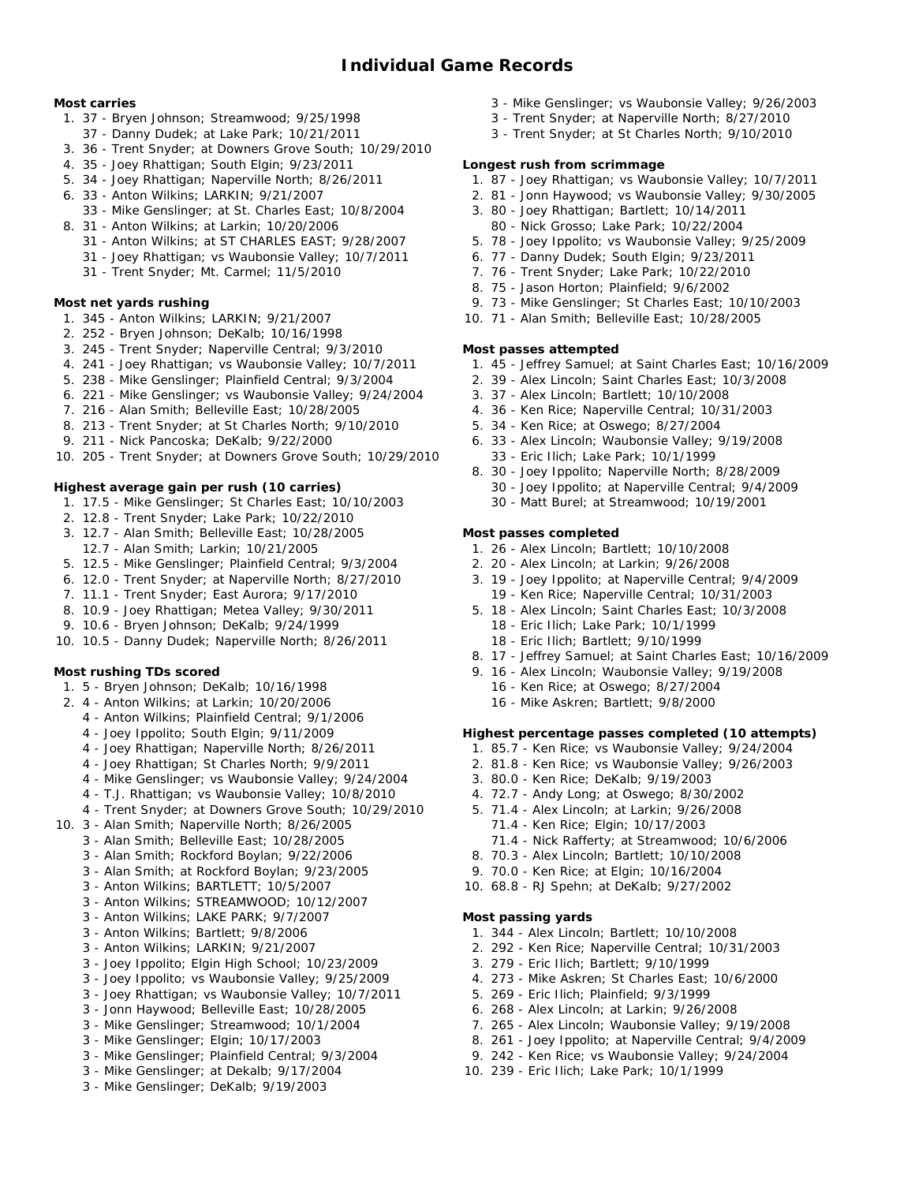# Individual Game Records

**Most carries**

1. 37 - Bryen Johnson; Streamwood; 9/25/1998
   37 - Danny Dudek; at Lake Park; 10/21/2011
3. 36 - Trent Snyder; at Downers Grove South; 10/29/2010
4. 35 - Joey Rhattigan; South Elgin; 9/23/2011
5. 34 - Joey Rhattigan; Naperville North; 8/26/2011
6. 33 - Anton Wilkins; LARKIN; 9/21/2007
   33 - Mike Genslinger; at St. Charles East; 10/8/2004
8. 31 - Anton Wilkins; at Larkin; 10/20/2006
   31 - Anton Wilkins; at ST CHARLES EAST; 9/28/2007
   31 - Joey Rhattigan; vs Waubonsie Valley; 10/7/2011
   31 - Trent Snyder; Mt. Carmel; 11/5/2010

**Most net yards rushing**

1. 345 - Anton Wilkins; LARKIN; 9/21/2007
2. 252 - Bryen Johnson; DeKalb; 10/16/1998
3. 245 - Trent Snyder; Naperville Central; 9/3/2010
4. 241 - Joey Rhattigan; vs Waubonsie Valley; 10/7/2011
5. 238 - Mike Genslinger; Plainfield Central; 9/3/2004
6. 221 - Mike Genslinger; vs Waubonsie Valley; 9/24/2004
7. 216 - Alan Smith; Belleville East; 10/28/2005
8. 213 - Trent Snyder; at St Charles North; 9/10/2010
9. 211 - Nick Pancoska; DeKalb; 9/22/2000
10. 205 - Trent Snyder; at Downers Grove South; 10/29/2010

**Highest average gain per rush (10 carries)**

1. 17.5 - Mike Genslinger; St Charles East; 10/10/2003
2. 12.8 - Trent Snyder; Lake Park; 10/22/2010
3. 12.7 - Alan Smith; Belleville East; 10/28/2005
   12.7 - Alan Smith; Larkin; 10/21/2005
5. 12.5 - Mike Genslinger; Plainfield Central; 9/3/2004
6. 12.0 - Trent Snyder; at Naperville North; 8/27/2010
7. 11.1 - Trent Snyder; East Aurora; 9/17/2010
8. 10.9 - Joey Rhattigan; Metea Valley; 9/30/2011
9. 10.6 - Bryen Johnson; DeKalb; 9/24/1999
10. 10.5 - Danny Dudek; Naperville North; 8/26/2011

**Most rushing TDs scored**

1. 5 - Bryen Johnson; DeKalb; 10/16/1998
2. 4 - Anton Wilkins; at Larkin; 10/20/2006
   4 - Anton Wilkins; Plainfield Central; 9/1/2006
   4 - Joey Ippolito; South Elgin; 9/11/2009
   4 - Joey Rhattigan; Naperville North; 8/26/2011
   4 - Joey Rhattigan; St Charles North; 9/9/2011
   4 - Mike Genslinger; vs Waubonsie Valley; 9/24/2004
   4 - T.J. Rhattigan; vs Waubonsie Valley; 10/8/2010
   4 - Trent Snyder; at Downers Grove South; 10/29/2010
10. 3 - Alan Smith; Naperville North; 8/26/2005
    3 - Alan Smith; Belleville East; 10/28/2005
    3 - Alan Smith; Rockford Boylan; 9/22/2006
    3 - Alan Smith; at Rockford Boylan; 9/23/2005
    3 - Anton Wilkins; BARTLETT; 10/5/2007
    3 - Anton Wilkins; STREAMWOOD; 10/12/2007
    3 - Anton Wilkins; LAKE PARK; 9/7/2007
    3 - Anton Wilkins; Bartlett; 9/8/2006
    3 - Anton Wilkins; LARKIN; 9/21/2007
    3 - Joey Ippolito; Elgin High School; 10/23/2009
    3 - Joey Ippolito; vs Waubonsie Valley; 9/25/2009
    3 - Joey Rhattigan; vs Waubonsie Valley; 10/7/2011
    3 - Jonn Haywood; Belleville East; 10/28/2005
    3 - Mike Genslinger; Streamwood; 10/1/2004
    3 - Mike Genslinger; Elgin; 10/17/2003
    3 - Mike Genslinger; Plainfield Central; 9/3/2004
    3 - Mike Genslinger; at Dekalb; 9/17/2004
    3 - Mike Genslinger; DeKalb; 9/19/2003
    3 - Mike Genslinger; vs Waubonsie Valley; 9/26/2003
    3 - Trent Snyder; at Naperville North; 8/27/2010
    3 - Trent Snyder; at St Charles North; 9/10/2010

**Longest rush from scrimmage**

1. 87 - Joey Rhattigan; vs Waubonsie Valley; 10/7/2011
2. 81 - Jonn Haywood; vs Waubonsie Valley; 9/30/2005
3. 80 - Joey Rhattigan; Bartlett; 10/14/2011
   80 - Nick Grosso; Lake Park; 10/22/2004
5. 78 - Joey Ippolito; vs Waubonsie Valley; 9/25/2009
6. 77 - Danny Dudek; South Elgin; 9/23/2011
7. 76 - Trent Snyder; Lake Park; 10/22/2010
8. 75 - Jason Horton; Plainfield; 9/6/2002
9. 73 - Mike Genslinger; St Charles East; 10/10/2003
10. 71 - Alan Smith; Belleville East; 10/28/2005

**Most passes attempted**

1. 45 - Jeffrey Samuel; at Saint Charles East; 10/16/2009
2. 39 - Alex Lincoln; Saint Charles East; 10/3/2008
3. 37 - Alex Lincoln; Bartlett; 10/10/2008
4. 36 - Ken Rice; Naperville Central; 10/31/2003
5. 34 - Ken Rice; at Oswego; 8/27/2004
6. 33 - Alex Lincoln; Waubonsie Valley; 9/19/2008
   33 - Eric Ilich; Lake Park; 10/1/1999
8. 30 - Joey Ippolito; Naperville North; 8/28/2009
   30 - Joey Ippolito; at Naperville Central; 9/4/2009
   30 - Matt Burel; at Streamwood; 10/19/2001

**Most passes completed**

1. 26 - Alex Lincoln; Bartlett; 10/10/2008
2. 20 - Alex Lincoln; at Larkin; 9/26/2008
3. 19 - Joey Ippolito; at Naperville Central; 9/4/2009
   19 - Ken Rice; Naperville Central; 10/31/2003
5. 18 - Alex Lincoln; Saint Charles East; 10/3/2008
   18 - Eric Ilich; Lake Park; 10/1/1999
   18 - Eric Ilich; Bartlett; 9/10/1999
8. 17 - Jeffrey Samuel; at Saint Charles East; 10/16/2009
9. 16 - Alex Lincoln; Waubonsie Valley; 9/19/2008
   16 - Ken Rice; at Oswego; 8/27/2004
   16 - Mike Askren; Bartlett; 9/8/2000

**Highest percentage passes completed (10 attempts)**

1. 85.7 - Ken Rice; vs Waubonsie Valley; 9/24/2004
2. 81.8 - Ken Rice; vs Waubonsie Valley; 9/26/2003
3. 80.0 - Ken Rice; DeKalb; 9/19/2003
4. 72.7 - Andy Long; at Oswego; 8/30/2002
5. 71.4 - Alex Lincoln; at Larkin; 9/26/2008
   71.4 - Ken Rice; Elgin; 10/17/2003
   71.4 - Nick Rafferty; at Streamwood; 10/6/2006
8. 70.3 - Alex Lincoln; Bartlett; 10/10/2008
9. 70.0 - Ken Rice; at Elgin; 10/16/2004
10. 68.8 - RJ Spehn; at DeKalb; 9/27/2002

**Most passing yards**

1. 344 - Alex Lincoln; Bartlett; 10/10/2008
2. 292 - Ken Rice; Naperville Central; 10/31/2003
3. 279 - Eric Ilich; Bartlett; 9/10/1999
4. 273 - Mike Askren; St Charles East; 10/6/2000
5. 269 - Eric Ilich; Plainfield; 9/3/1999
6. 268 - Alex Lincoln; at Larkin; 9/26/2008
7. 265 - Alex Lincoln; Waubonsie Valley; 9/19/2008
8. 261 - Joey Ippolito; at Naperville Central; 9/4/2009
9. 242 - Ken Rice; vs Waubonsie Valley; 9/24/2004
10. 239 - Eric Ilich; Lake Park; 10/1/1999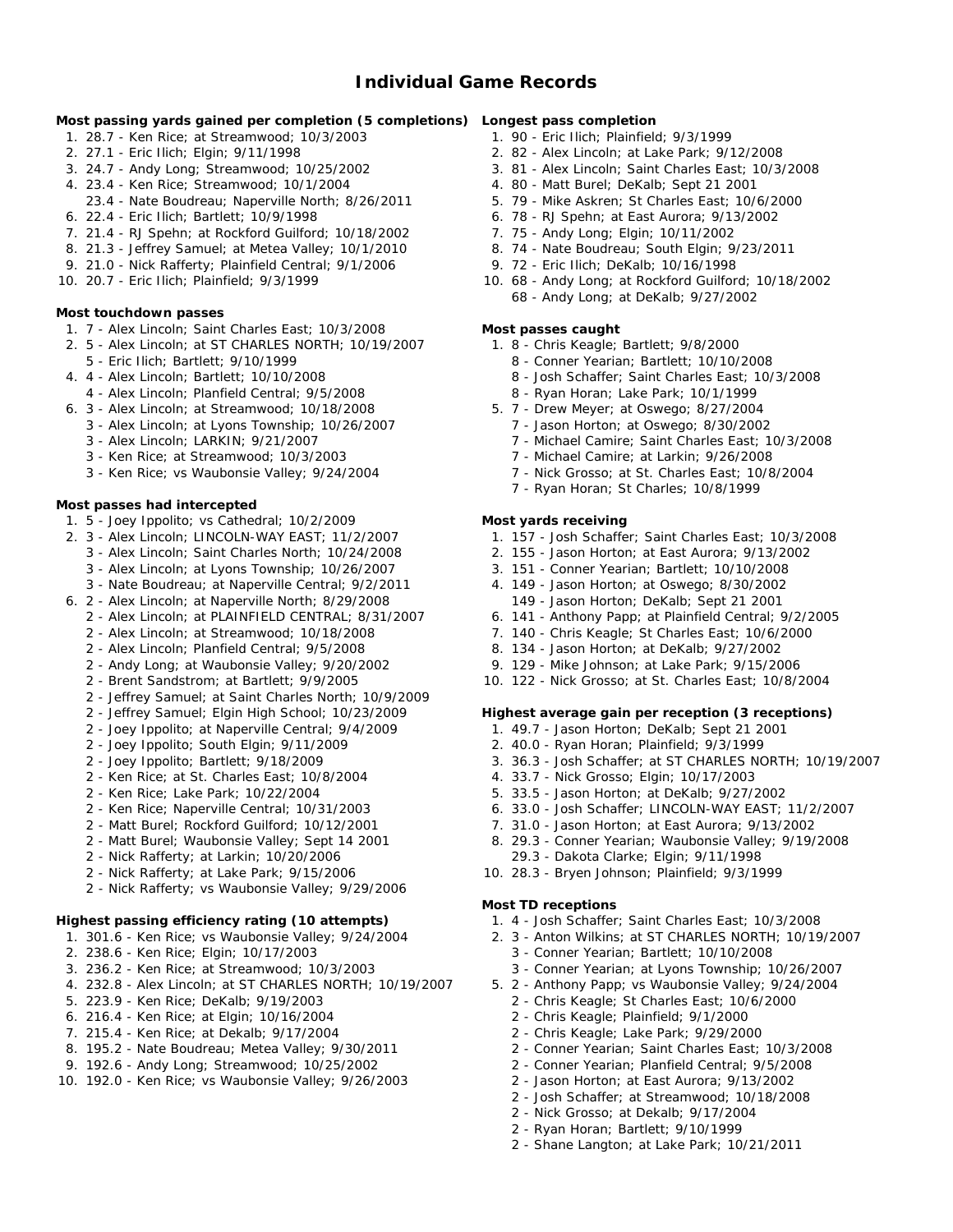# Individual Game Records

### Most passing yards gained per completion (5 completions)

1. 28.7 - Ken Rice; at Streamwood; 10/3/2003
2. 27.1 - Eric Ilich; Elgin; 9/11/1998
3. 24.7 - Andy Long; Streamwood; 10/25/2002
4. 23.4 - Ken Rice; Streamwood; 10/1/2004
   23.4 - Nate Boudreau; Naperville North; 8/26/2011
6. 22.4 - Eric Ilich; Bartlett; 10/9/1998
7. 21.4 - RJ Spehn; at Rockford Guilford; 10/18/2002
8. 21.3 - Jeffrey Samuel; at Metea Valley; 10/1/2010
9. 21.0 - Nick Rafferty; Plainfield Central; 9/1/2006
10. 20.7 - Eric Ilich; Plainfield; 9/3/1999

### Most touchdown passes

1. 7 - Alex Lincoln; Saint Charles East; 10/3/2008
2. 5 - Alex Lincoln; at ST CHARLES NORTH; 10/19/2007
   5 - Eric Ilich; Bartlett; 9/10/1999
4. 4 - Alex Lincoln; Bartlett; 10/10/2008
   4 - Alex Lincoln; Planfield Central; 9/5/2008
6. 3 - Alex Lincoln; at Streamwood; 10/18/2008
   3 - Alex Lincoln; at Lyons Township; 10/26/2007
   3 - Alex Lincoln; LARKIN; 9/21/2007
   3 - Ken Rice; at Streamwood; 10/3/2003
   3 - Ken Rice; vs Waubonsie Valley; 9/24/2004

### Most passes had intercepted

1. 5 - Joey Ippolito; vs Cathedral; 10/2/2009
2. 3 - Alex Lincoln; LINCOLN-WAY EAST; 11/2/2007
   3 - Alex Lincoln; Saint Charles North; 10/24/2008
   3 - Alex Lincoln; at Lyons Township; 10/26/2007
   3 - Nate Boudreau; at Naperville Central; 9/2/2011
6. 2 - Alex Lincoln; at Naperville North; 8/29/2008
   2 - Alex Lincoln; at PLAINFIELD CENTRAL; 8/31/2007
   2 - Alex Lincoln; at Streamwood; 10/18/2008
   2 - Alex Lincoln; Planfield Central; 9/5/2008
   2 - Andy Long; at Waubonsie Valley; 9/20/2002
   2 - Brent Sandstrom; at Bartlett; 9/9/2005
   2 - Jeffrey Samuel; at Saint Charles North; 10/9/2009
   2 - Jeffrey Samuel; Elgin High School; 10/23/2009
   2 - Joey Ippolito; at Naperville Central; 9/4/2009
   2 - Joey Ippolito; South Elgin; 9/11/2009
   2 - Joey Ippolito; Bartlett; 9/18/2009
   2 - Ken Rice; at St. Charles East; 10/8/2004
   2 - Ken Rice; Lake Park; 10/22/2004
   2 - Ken Rice; Naperville Central; 10/31/2003
   2 - Matt Burel; Rockford Guilford; 10/12/2001
   2 - Matt Burel; Waubonsie Valley; Sept 14 2001
   2 - Nick Rafferty; at Larkin; 10/20/2006
   2 - Nick Rafferty; at Lake Park; 9/15/2006
   2 - Nick Rafferty; vs Waubonsie Valley; 9/29/2006

### Highest passing efficiency rating (10 attempts)

1. 301.6 - Ken Rice; vs Waubonsie Valley; 9/24/2004
2. 238.6 - Ken Rice; Elgin; 10/17/2003
3. 236.2 - Ken Rice; at Streamwood; 10/3/2003
4. 232.8 - Alex Lincoln; at ST CHARLES NORTH; 10/19/2007
5. 223.9 - Ken Rice; DeKalb; 9/19/2003
6. 216.4 - Ken Rice; at Elgin; 10/16/2004
7. 215.4 - Ken Rice; at Dekalb; 9/17/2004
8. 195.2 - Nate Boudreau; Metea Valley; 9/30/2011
9. 192.6 - Andy Long; Streamwood; 10/25/2002
10. 192.0 - Ken Rice; vs Waubonsie Valley; 9/26/2003

### Longest pass completion

1. 90 - Eric Ilich; Plainfield; 9/3/1999
2. 82 - Alex Lincoln; at Lake Park; 9/12/2008
3. 81 - Alex Lincoln; Saint Charles East; 10/3/2008
4. 80 - Matt Burel; DeKalb; Sept 21 2001
5. 79 - Mike Askren; St Charles East; 10/6/2000
6. 78 - RJ Spehn; at East Aurora; 9/13/2002
7. 75 - Andy Long; Elgin; 10/11/2002
8. 74 - Nate Boudreau; South Elgin; 9/23/2011
9. 72 - Eric Ilich; DeKalb; 10/16/1998
10. 68 - Andy Long; at Rockford Guilford; 10/18/2002
    68 - Andy Long; at DeKalb; 9/27/2002

### Most passes caught

1. 8 - Chris Keagle; Bartlett; 9/8/2000
   8 - Conner Yearian; Bartlett; 10/10/2008
   8 - Josh Schaffer; Saint Charles East; 10/3/2008
   8 - Ryan Horan; Lake Park; 10/1/1999
5. 7 - Drew Meyer; at Oswego; 8/27/2004
   7 - Jason Horton; at Oswego; 8/30/2002
   7 - Michael Camire; Saint Charles East; 10/3/2008
   7 - Michael Camire; at Larkin; 9/26/2008
   7 - Nick Grosso; at St. Charles East; 10/8/2004
   7 - Ryan Horan; St Charles; 10/8/1999

### Most yards receiving

1. 157 - Josh Schaffer; Saint Charles East; 10/3/2008
2. 155 - Jason Horton; at East Aurora; 9/13/2002
3. 151 - Conner Yearian; Bartlett; 10/10/2008
4. 149 - Jason Horton; at Oswego; 8/30/2002
   149 - Jason Horton; DeKalb; Sept 21 2001
6. 141 - Anthony Papp; at Plainfield Central; 9/2/2005
7. 140 - Chris Keagle; St Charles East; 10/6/2000
8. 134 - Jason Horton; at DeKalb; 9/27/2002
9. 129 - Mike Johnson; at Lake Park; 9/15/2006
10. 122 - Nick Grosso; at St. Charles East; 10/8/2004

### Highest average gain per reception (3 receptions)

1. 49.7 - Jason Horton; DeKalb; Sept 21 2001
2. 40.0 - Ryan Horan; Plainfield; 9/3/1999
3. 36.3 - Josh Schaffer; at ST CHARLES NORTH; 10/19/2007
4. 33.7 - Nick Grosso; Elgin; 10/17/2003
5. 33.5 - Jason Horton; at DeKalb; 9/27/2002
6. 33.0 - Josh Schaffer; LINCOLN-WAY EAST; 11/2/2007
7. 31.0 - Jason Horton; at East Aurora; 9/13/2002
8. 29.3 - Conner Yearian; Waubonsie Valley; 9/19/2008
   29.3 - Dakota Clarke; Elgin; 9/11/1998
10. 28.3 - Bryen Johnson; Plainfield; 9/3/1999

### Most TD receptions

1. 4 - Josh Schaffer; Saint Charles East; 10/3/2008
2. 3 - Anton Wilkins; at ST CHARLES NORTH; 10/19/2007
   3 - Conner Yearian; Bartlett; 10/10/2008
   3 - Conner Yearian; at Lyons Township; 10/26/2007
5. 2 - Anthony Papp; vs Waubonsie Valley; 9/24/2004
   2 - Chris Keagle; St Charles East; 10/6/2000
   2 - Chris Keagle; Plainfield; 9/1/2000
   2 - Chris Keagle; Lake Park; 9/29/2000
   2 - Conner Yearian; Saint Charles East; 10/3/2008
   2 - Conner Yearian; Planfield Central; 9/5/2008
   2 - Jason Horton; at East Aurora; 9/13/2002
   2 - Josh Schaffer; at Streamwood; 10/18/2008
   2 - Nick Grosso; at Dekalb; 9/17/2004
   2 - Ryan Horan; Bartlett; 9/10/1999
   2 - Shane Langton; at Lake Park; 10/21/2011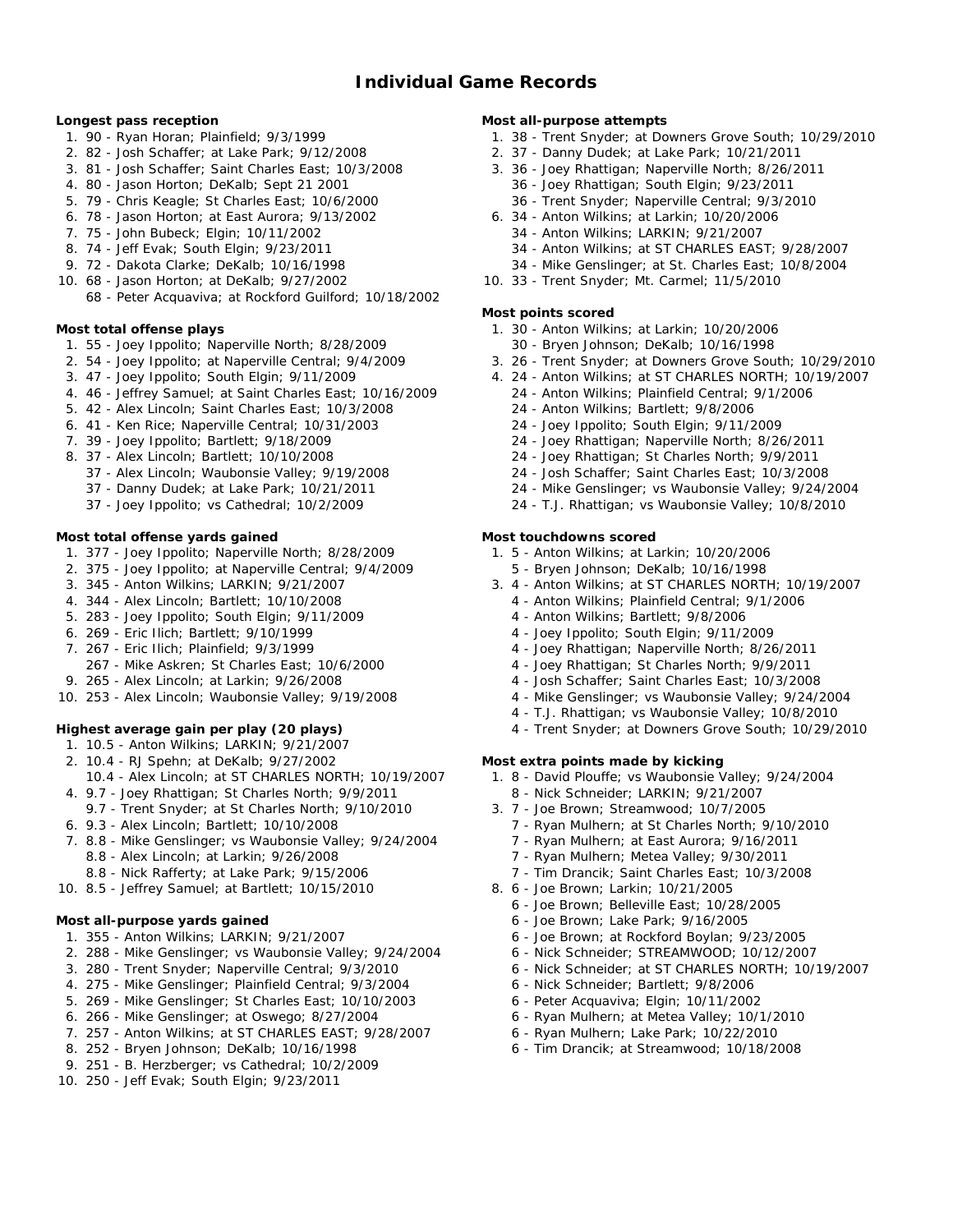# Individual Game Records

**Longest pass reception**

1. 90 - Ryan Horan; Plainfield; 9/3/1999
2. 82 - Josh Schaffer; at Lake Park; 9/12/2008
3. 81 - Josh Schaffer; Saint Charles East; 10/3/2008
4. 80 - Jason Horton; DeKalb; Sept 21 2001
5. 79 - Chris Keagle; St Charles East; 10/6/2000
6. 78 - Jason Horton; at East Aurora; 9/13/2002
7. 75 - John Bubeck; Elgin; 10/11/2002
8. 74 - Jeff Evak; South Elgin; 9/23/2011
9. 72 - Dakota Clarke; DeKalb; 10/16/1998
10. 68 - Jason Horton; at DeKalb; 9/27/2002
    68 - Peter Acquaviva; at Rockford Guilford; 10/18/2002

**Most total offense plays**

1. 55 - Joey Ippolito; Naperville North; 8/28/2009
2. 54 - Joey Ippolito; at Naperville Central; 9/4/2009
3. 47 - Joey Ippolito; South Elgin; 9/11/2009
4. 46 - Jeffrey Samuel; at Saint Charles East; 10/16/2009
5. 42 - Alex Lincoln; Saint Charles East; 10/3/2008
6. 41 - Ken Rice; Naperville Central; 10/31/2003
7. 39 - Joey Ippolito; Bartlett; 9/18/2009
8. 37 - Alex Lincoln; Bartlett; 10/10/2008
   37 - Alex Lincoln; Waubonsie Valley; 9/19/2008
   37 - Danny Dudek; at Lake Park; 10/21/2011
   37 - Joey Ippolito; vs Cathedral; 10/2/2009

**Most total offense yards gained**

1. 377 - Joey Ippolito; Naperville North; 8/28/2009
2. 375 - Joey Ippolito; at Naperville Central; 9/4/2009
3. 345 - Anton Wilkins; LARKIN; 9/21/2007
4. 344 - Alex Lincoln; Bartlett; 10/10/2008
5. 283 - Joey Ippolito; South Elgin; 9/11/2009
6. 269 - Eric Ilich; Bartlett; 9/10/1999
7. 267 - Eric Ilich; Plainfield; 9/3/1999
   267 - Mike Askren; St Charles East; 10/6/2000
9. 265 - Alex Lincoln; at Larkin; 9/26/2008
10. 253 - Alex Lincoln; Waubonsie Valley; 9/19/2008

**Highest average gain per play (20 plays)**

1. 10.5 - Anton Wilkins; LARKIN; 9/21/2007
2. 10.4 - RJ Spehn; at DeKalb; 9/27/2002
   10.4 - Alex Lincoln; at ST CHARLES NORTH; 10/19/2007
4. 9.7 - Joey Rhattigan; St Charles North; 9/9/2011
   9.7 - Trent Snyder; at St Charles North; 9/10/2010
6. 9.3 - Alex Lincoln; Bartlett; 10/10/2008
7. 8.8 - Mike Genslinger; vs Waubonsie Valley; 9/24/2004
   8.8 - Alex Lincoln; at Larkin; 9/26/2008
   8.8 - Nick Rafferty; at Lake Park; 9/15/2006
10. 8.5 - Jeffrey Samuel; at Bartlett; 10/15/2010

**Most all-purpose yards gained**

1. 355 - Anton Wilkins; LARKIN; 9/21/2007
2. 288 - Mike Genslinger; vs Waubonsie Valley; 9/24/2004
3. 280 - Trent Snyder; Naperville Central; 9/3/2010
4. 275 - Mike Genslinger; Plainfield Central; 9/3/2004
5. 269 - Mike Genslinger; St Charles East; 10/10/2003
6. 266 - Mike Genslinger; at Oswego; 8/27/2004
7. 257 - Anton Wilkins; at ST CHARLES EAST; 9/28/2007
8. 252 - Bryen Johnson; DeKalb; 10/16/1998
9. 251 - B. Herzberger; vs Cathedral; 10/2/2009
10. 250 - Jeff Evak; South Elgin; 9/23/2011

**Most all-purpose attempts**

1. 38 - Trent Snyder; at Downers Grove South; 10/29/2010
2. 37 - Danny Dudek; at Lake Park; 10/21/2011
3. 36 - Joey Rhattigan; Naperville North; 8/26/2011
   36 - Joey Rhattigan; South Elgin; 9/23/2011
   36 - Trent Snyder; Naperville Central; 9/3/2010
6. 34 - Anton Wilkins; at Larkin; 10/20/2006
   34 - Anton Wilkins; LARKIN; 9/21/2007
   34 - Anton Wilkins; at ST CHARLES EAST; 9/28/2007
   34 - Mike Genslinger; at St. Charles East; 10/8/2004
10. 33 - Trent Snyder; Mt. Carmel; 11/5/2010

**Most points scored**

1. 30 - Anton Wilkins; at Larkin; 10/20/2006
   30 - Bryen Johnson; DeKalb; 10/16/1998
3. 26 - Trent Snyder; at Downers Grove South; 10/29/2010
4. 24 - Anton Wilkins; at ST CHARLES NORTH; 10/19/2007
   24 - Anton Wilkins; Plainfield Central; 9/1/2006
   24 - Anton Wilkins; Bartlett; 9/8/2006
   24 - Joey Ippolito; South Elgin; 9/11/2009
   24 - Joey Rhattigan; Naperville North; 8/26/2011
   24 - Joey Rhattigan; St Charles North; 9/9/2011
   24 - Josh Schaffer; Saint Charles East; 10/3/2008
   24 - Mike Genslinger; vs Waubonsie Valley; 9/24/2004
   24 - T.J. Rhattigan; vs Waubonsie Valley; 10/8/2010

**Most touchdowns scored**

1. 5 - Anton Wilkins; at Larkin; 10/20/2006
   5 - Bryen Johnson; DeKalb; 10/16/1998
3. 4 - Anton Wilkins; at ST CHARLES NORTH; 10/19/2007
   4 - Anton Wilkins; Plainfield Central; 9/1/2006
   4 - Anton Wilkins; Bartlett; 9/8/2006
   4 - Joey Ippolito; South Elgin; 9/11/2009
   4 - Joey Rhattigan; Naperville North; 8/26/2011
   4 - Joey Rhattigan; St Charles North; 9/9/2011
   4 - Josh Schaffer; Saint Charles East; 10/3/2008
   4 - Mike Genslinger; vs Waubonsie Valley; 9/24/2004
   4 - T.J. Rhattigan; vs Waubonsie Valley; 10/8/2010
   4 - Trent Snyder; at Downers Grove South; 10/29/2010

**Most extra points made by kicking**

1. 8 - David Plouffe; vs Waubonsie Valley; 9/24/2004
   8 - Nick Schneider; LARKIN; 9/21/2007
3. 7 - Joe Brown; Streamwood; 10/7/2005
   7 - Ryan Mulhern; at St Charles North; 9/10/2010
   7 - Ryan Mulhern; at East Aurora; 9/16/2011
   7 - Ryan Mulhern; Metea Valley; 9/30/2011
   7 - Tim Drancik; Saint Charles East; 10/3/2008
8. 6 - Joe Brown; Larkin; 10/21/2005
   6 - Joe Brown; Belleville East; 10/28/2005
   6 - Joe Brown; Lake Park; 9/16/2005
   6 - Joe Brown; at Rockford Boylan; 9/23/2005
   6 - Nick Schneider; STREAMWOOD; 10/12/2007
   6 - Nick Schneider; at ST CHARLES NORTH; 10/19/2007
   6 - Nick Schneider; Bartlett; 9/8/2006
   6 - Peter Acquaviva; Elgin; 10/11/2002
   6 - Ryan Mulhern; at Metea Valley; 10/1/2010
   6 - Ryan Mulhern; Lake Park; 10/22/2010
   6 - Tim Drancik; at Streamwood; 10/18/2008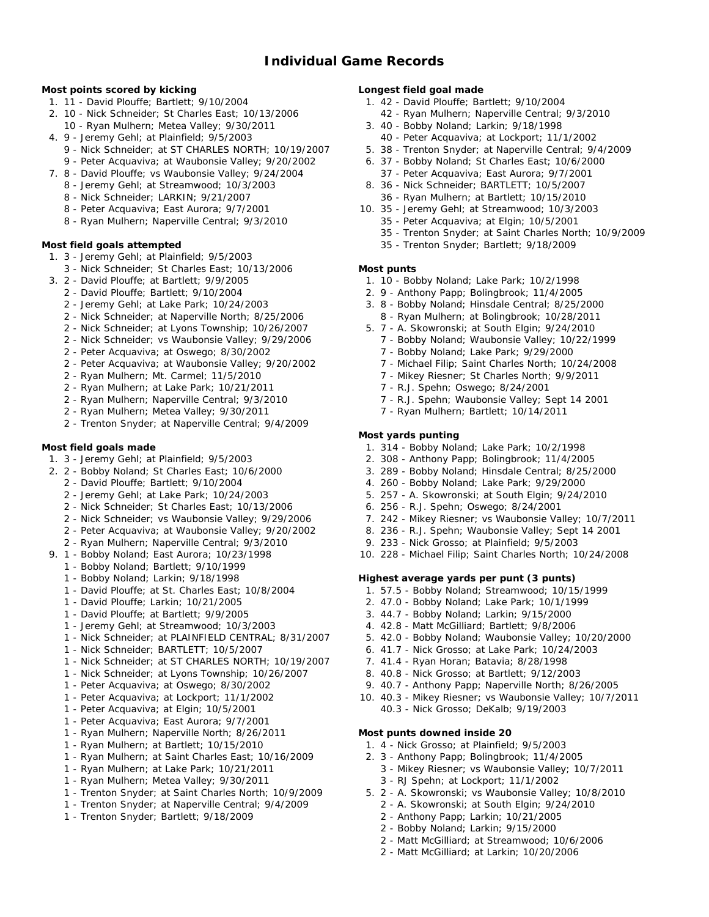# Individual Game Records

### Most points scored by kicking

1. 11 - David Plouffe; Bartlett; 9/10/2004
2. 10 - Nick Schneider; St Charles East; 10/13/2006
   10 - Ryan Mulhern; Metea Valley; 9/30/2011
4. 9 - Jeremy Gehl; at Plainfield; 9/5/2003
   9 - Nick Schneider; at ST CHARLES NORTH; 10/19/2007
   9 - Peter Acquaviva; at Waubonsie Valley; 9/20/2002
7. 8 - David Plouffe; vs Waubonsie Valley; 9/24/2004
   8 - Jeremy Gehl; at Streamwood; 10/3/2003
   8 - Nick Schneider; LARKIN; 9/21/2007
   8 - Peter Acquaviva; East Aurora; 9/7/2001
   8 - Ryan Mulhern; Naperville Central; 9/3/2010

### Most field goals attempted

1. 3 - Jeremy Gehl; at Plainfield; 9/5/2003
   3 - Nick Schneider; St Charles East; 10/13/2006
3. 2 - David Plouffe; at Bartlett; 9/9/2005
   2 - David Plouffe; Bartlett; 9/10/2004
   2 - Jeremy Gehl; at Lake Park; 10/24/2003
   2 - Nick Schneider; at Naperville North; 8/25/2006
   2 - Nick Schneider; at Lyons Township; 10/26/2007
   2 - Nick Schneider; vs Waubonsie Valley; 9/29/2006
   2 - Peter Acquaviva; at Oswego; 8/30/2002
   2 - Peter Acquaviva; at Waubonsie Valley; 9/20/2002
   2 - Ryan Mulhern; Mt. Carmel; 11/5/2010
   2 - Ryan Mulhern; at Lake Park; 10/21/2011
   2 - Ryan Mulhern; Naperville Central; 9/3/2010
   2 - Ryan Mulhern; Metea Valley; 9/30/2011
   2 - Trenton Snyder; at Naperville Central; 9/4/2009

### Most field goals made

1. 3 - Jeremy Gehl; at Plainfield; 9/5/2003
2. 2 - Bobby Noland; St Charles East; 10/6/2000
   2 - David Plouffe; Bartlett; 9/10/2004
   2 - Jeremy Gehl; at Lake Park; 10/24/2003
   2 - Nick Schneider; St Charles East; 10/13/2006
   2 - Nick Schneider; vs Waubonsie Valley; 9/29/2006
   2 - Peter Acquaviva; at Waubonsie Valley; 9/20/2002
   2 - Ryan Mulhern; Naperville Central; 9/3/2010
9. 1 - Bobby Noland; East Aurora; 10/23/1998
   1 - Bobby Noland; Bartlett; 9/10/1999
   1 - Bobby Noland; Larkin; 9/18/1998
   1 - David Plouffe; at St. Charles East; 10/8/2004
   1 - David Plouffe; Larkin; 10/21/2005
   1 - David Plouffe; at Bartlett; 9/9/2005
   1 - Jeremy Gehl; at Streamwood; 10/3/2003
   1 - Nick Schneider; at PLAINFIELD CENTRAL; 8/31/2007
   1 - Nick Schneider; BARTLETT; 10/5/2007
   1 - Nick Schneider; at ST CHARLES NORTH; 10/19/2007
   1 - Nick Schneider; at Lyons Township; 10/26/2007
   1 - Peter Acquaviva; at Oswego; 8/30/2002
   1 - Peter Acquaviva; at Lockport; 11/1/2002
   1 - Peter Acquaviva; at Elgin; 10/5/2001
   1 - Peter Acquaviva; East Aurora; 9/7/2001
   1 - Ryan Mulhern; Naperville North; 8/26/2011
   1 - Ryan Mulhern; at Bartlett; 10/15/2010
   1 - Ryan Mulhern; at Saint Charles East; 10/16/2009
   1 - Ryan Mulhern; at Lake Park; 10/21/2011
   1 - Ryan Mulhern; Metea Valley; 9/30/2011
   1 - Trenton Snyder; at Saint Charles North; 10/9/2009
   1 - Trenton Snyder; at Naperville Central; 9/4/2009
   1 - Trenton Snyder; Bartlett; 9/18/2009

### Longest field goal made

1. 42 - David Plouffe; Bartlett; 9/10/2004
   42 - Ryan Mulhern; Naperville Central; 9/3/2010
3. 40 - Bobby Noland; Larkin; 9/18/1998
   40 - Peter Acquaviva; at Lockport; 11/1/2002
5. 38 - Trenton Snyder; at Naperville Central; 9/4/2009
6. 37 - Bobby Noland; St Charles East; 10/6/2000
   37 - Peter Acquaviva; East Aurora; 9/7/2001
8. 36 - Nick Schneider; BARTLETT; 10/5/2007
   36 - Ryan Mulhern; at Bartlett; 10/15/2010
10. 35 - Jeremy Gehl; at Streamwood; 10/3/2003
    35 - Peter Acquaviva; at Elgin; 10/5/2001
    35 - Trenton Snyder; at Saint Charles North; 10/9/2009
    35 - Trenton Snyder; Bartlett; 9/18/2009

### Most punts

1. 10 - Bobby Noland; Lake Park; 10/2/1998
2. 9 - Anthony Papp; Bolingbrook; 11/4/2005
3. 8 - Bobby Noland; Hinsdale Central; 8/25/2000
   8 - Ryan Mulhern; at Bolingbrook; 10/28/2011
5. 7 - A. Skowronski; at South Elgin; 9/24/2010
   7 - Bobby Noland; Waubonsie Valley; 10/22/1999
   7 - Bobby Noland; Lake Park; 9/29/2000
   7 - Michael Filip; Saint Charles North; 10/24/2008
   7 - Mikey Riesner; St Charles North; 9/9/2011
   7 - R.J. Spehn; Oswego; 8/24/2001
   7 - R.J. Spehn; Waubonsie Valley; Sept 14 2001
   7 - Ryan Mulhern; Bartlett; 10/14/2011

### Most yards punting

1. 314 - Bobby Noland; Lake Park; 10/2/1998
2. 308 - Anthony Papp; Bolingbrook; 11/4/2005
3. 289 - Bobby Noland; Hinsdale Central; 8/25/2000
4. 260 - Bobby Noland; Lake Park; 9/29/2000
5. 257 - A. Skowronski; at South Elgin; 9/24/2010
6. 256 - R.J. Spehn; Oswego; 8/24/2001
7. 242 - Mikey Riesner; vs Waubonsie Valley; 10/7/2011
8. 236 - R.J. Spehn; Waubonsie Valley; Sept 14 2001
9. 233 - Nick Grosso; at Plainfield; 9/5/2003
10. 228 - Michael Filip; Saint Charles North; 10/24/2008

### Highest average yards per punt (3 punts)

1. 57.5 - Bobby Noland; Streamwood; 10/15/1999
2. 47.0 - Bobby Noland; Lake Park; 10/1/1999
3. 44.7 - Bobby Noland; Larkin; 9/15/2000
4. 42.8 - Matt McGilliard; Bartlett; 9/8/2006
5. 42.0 - Bobby Noland; Waubonsie Valley; 10/20/2000
6. 41.7 - Nick Grosso; at Lake Park; 10/24/2003
7. 41.4 - Ryan Horan; Batavia; 8/28/1998
8. 40.8 - Nick Grosso; at Bartlett; 9/12/2003
9. 40.7 - Anthony Papp; Naperville North; 8/26/2005
10. 40.3 - Mikey Riesner; vs Waubonsie Valley; 10/7/2011
    40.3 - Nick Grosso; DeKalb; 9/19/2003

### Most punts downed inside 20

1. 4 - Nick Grosso; at Plainfield; 9/5/2003
2. 3 - Anthony Papp; Bolingbrook; 11/4/2005
   3 - Mikey Riesner; vs Waubonsie Valley; 10/7/2011
   3 - RJ Spehn; at Lockport; 11/1/2002
5. 2 - A. Skowronski; vs Waubonsie Valley; 10/8/2010
   2 - A. Skowronski; at South Elgin; 9/24/2010
   2 - Anthony Papp; Larkin; 10/21/2005
   2 - Bobby Noland; Larkin; 9/15/2000
   2 - Matt McGilliard; at Streamwood; 10/6/2006
   2 - Matt McGilliard; at Larkin; 10/20/2006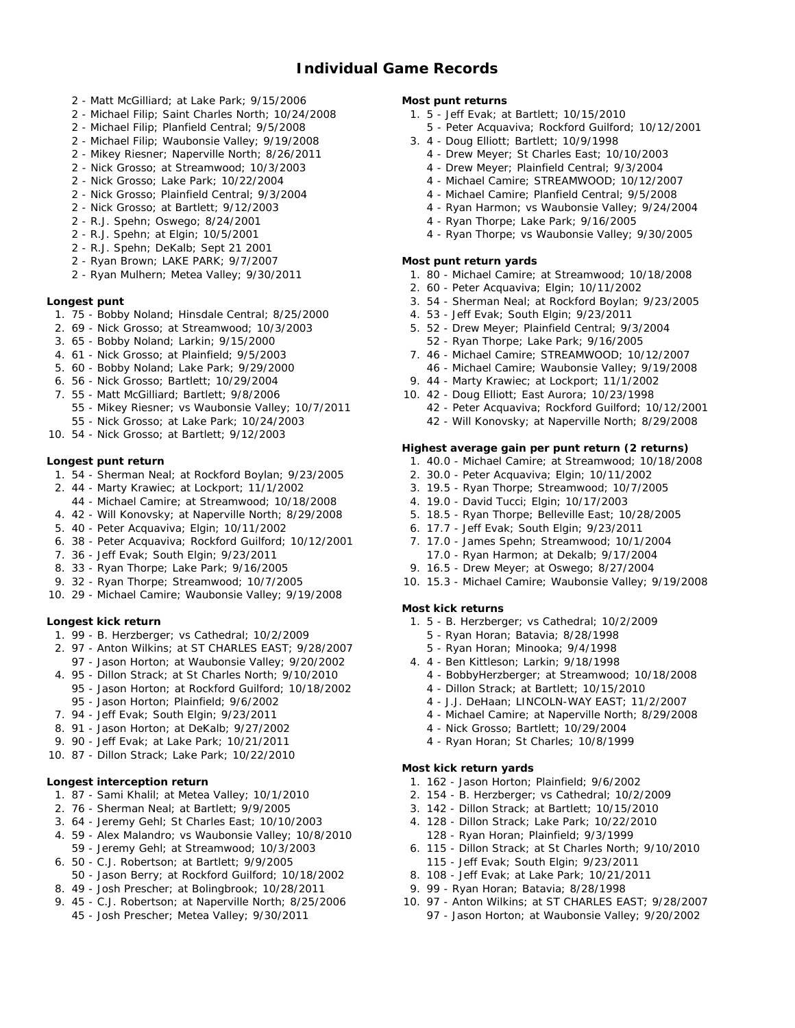# Individual Game Records

2 - Matt McGilliard; at Lake Park; 9/15/2006
2 - Michael Filip; Saint Charles North; 10/24/2008
2 - Michael Filip; Planfield Central; 9/5/2008
2 - Michael Filip; Waubonsie Valley; 9/19/2008
2 - Mikey Riesner; Naperville North; 8/26/2011
2 - Nick Grosso; at Streamwood; 10/3/2003
2 - Nick Grosso; Lake Park; 10/22/2004
2 - Nick Grosso; Plainfield Central; 9/3/2004
2 - Nick Grosso; at Bartlett; 9/12/2003
2 - R.J. Spehn; Oswego; 8/24/2001
2 - R.J. Spehn; at Elgin; 10/5/2001
2 - R.J. Spehn; DeKalb; Sept 21 2001
2 - Ryan Brown; LAKE PARK; 9/7/2007
2 - Ryan Mulhern; Metea Valley; 9/30/2011

**Longest punt**

1. 75 - Bobby Noland; Hinsdale Central; 8/25/2000
2. 69 - Nick Grosso; at Streamwood; 10/3/2003
3. 65 - Bobby Noland; Larkin; 9/15/2000
4. 61 - Nick Grosso; at Plainfield; 9/5/2003
5. 60 - Bobby Noland; Lake Park; 9/29/2000
6. 56 - Nick Grosso; Bartlett; 10/29/2004
7. 55 - Matt McGilliard; Bartlett; 9/8/2006
   55 - Mikey Riesner; vs Waubonsie Valley; 10/7/2011
   55 - Nick Grosso; at Lake Park; 10/24/2003
10. 54 - Nick Grosso; at Bartlett; 9/12/2003

**Longest punt return**

1. 54 - Sherman Neal; at Rockford Boylan; 9/23/2005
2. 44 - Marty Krawiec; at Lockport; 11/1/2002
   44 - Michael Camire; at Streamwood; 10/18/2008
4. 42 - Will Konovsky; at Naperville North; 8/29/2008
5. 40 - Peter Acquaviva; Elgin; 10/11/2002
6. 38 - Peter Acquaviva; Rockford Guilford; 10/12/2001
7. 36 - Jeff Evak; South Elgin; 9/23/2011
8. 33 - Ryan Thorpe; Lake Park; 9/16/2005
9. 32 - Ryan Thorpe; Streamwood; 10/7/2005
10. 29 - Michael Camire; Waubonsie Valley; 9/19/2008

**Longest kick return**

1. 99 - B. Herzberger; vs Cathedral; 10/2/2009
2. 97 - Anton Wilkins; at ST CHARLES EAST; 9/28/2007
   97 - Jason Horton; at Waubonsie Valley; 9/20/2002
4. 95 - Dillon Strack; at St Charles North; 9/10/2010
   95 - Jason Horton; at Rockford Guilford; 10/18/2002
   95 - Jason Horton; Plainfield; 9/6/2002
7. 94 - Jeff Evak; South Elgin; 9/23/2011
8. 91 - Jason Horton; at DeKalb; 9/27/2002
9. 90 - Jeff Evak; at Lake Park; 10/21/2011
10. 87 - Dillon Strack; Lake Park; 10/22/2010

**Longest interception return**

1. 87 - Sami Khalil; at Metea Valley; 10/1/2010
2. 76 - Sherman Neal; at Bartlett; 9/9/2005
3. 64 - Jeremy Gehl; St Charles East; 10/10/2003
4. 59 - Alex Malandro; vs Waubonsie Valley; 10/8/2010
   59 - Jeremy Gehl; at Streamwood; 10/3/2003
6. 50 - C.J. Robertson; at Bartlett; 9/9/2005
   50 - Jason Berry; at Rockford Guilford; 10/18/2002
8. 49 - Josh Prescher; at Bolingbrook; 10/28/2011
9. 45 - C.J. Robertson; at Naperville North; 8/25/2006
   45 - Josh Prescher; Metea Valley; 9/30/2011

**Most punt returns**

1. 5 - Jeff Evak; at Bartlett; 10/15/2010
   5 - Peter Acquaviva; Rockford Guilford; 10/12/2001
3. 4 - Doug Elliott; Bartlett; 10/9/1998
   4 - Drew Meyer; St Charles East; 10/10/2003
   4 - Drew Meyer; Plainfield Central; 9/3/2004
   4 - Michael Camire; STREAMWOOD; 10/12/2007
   4 - Michael Camire; Planfield Central; 9/5/2008
   4 - Ryan Harmon; vs Waubonsie Valley; 9/24/2004
   4 - Ryan Thorpe; Lake Park; 9/16/2005
   4 - Ryan Thorpe; vs Waubonsie Valley; 9/30/2005

**Most punt return yards**

1. 80 - Michael Camire; at Streamwood; 10/18/2008
2. 60 - Peter Acquaviva; Elgin; 10/11/2002
3. 54 - Sherman Neal; at Rockford Boylan; 9/23/2005
4. 53 - Jeff Evak; South Elgin; 9/23/2011
5. 52 - Drew Meyer; Plainfield Central; 9/3/2004
   52 - Ryan Thorpe; Lake Park; 9/16/2005
7. 46 - Michael Camire; STREAMWOOD; 10/12/2007
   46 - Michael Camire; Waubonsie Valley; 9/19/2008
9. 44 - Marty Krawiec; at Lockport; 11/1/2002
10. 42 - Doug Elliott; East Aurora; 10/23/1998
    42 - Peter Acquaviva; Rockford Guilford; 10/12/2001
    42 - Will Konovsky; at Naperville North; 8/29/2008

**Highest average gain per punt return (2 returns)**

1. 40.0 - Michael Camire; at Streamwood; 10/18/2008
2. 30.0 - Peter Acquaviva; Elgin; 10/11/2002
3. 19.5 - Ryan Thorpe; Streamwood; 10/7/2005
4. 19.0 - David Tucci; Elgin; 10/17/2003
5. 18.5 - Ryan Thorpe; Belleville East; 10/28/2005
6. 17.7 - Jeff Evak; South Elgin; 9/23/2011
7. 17.0 - James Spehn; Streamwood; 10/1/2004
   17.0 - Ryan Harmon; at Dekalb; 9/17/2004
9. 16.5 - Drew Meyer; at Oswego; 8/27/2004
10. 15.3 - Michael Camire; Waubonsie Valley; 9/19/2008

**Most kick returns**

1. 5 - B. Herzberger; vs Cathedral; 10/2/2009
   5 - Ryan Horan; Batavia; 8/28/1998
   5 - Ryan Horan; Minooka; 9/4/1998
4. 4 - Ben Kittleson; Larkin; 9/18/1998
   4 - BobbyHerzberger; at Streamwood; 10/18/2008
   4 - Dillon Strack; at Bartlett; 10/15/2010
   4 - J.J. DeHaan; LINCOLN-WAY EAST; 11/2/2007
   4 - Michael Camire; at Naperville North; 8/29/2008
   4 - Nick Grosso; Bartlett; 10/29/2004
   4 - Ryan Horan; St Charles; 10/8/1999

**Most kick return yards**

1. 162 - Jason Horton; Plainfield; 9/6/2002
2. 154 - B. Herzberger; vs Cathedral; 10/2/2009
3. 142 - Dillon Strack; at Bartlett; 10/15/2010
4. 128 - Dillon Strack; Lake Park; 10/22/2010
   128 - Ryan Horan; Plainfield; 9/3/1999
6. 115 - Dillon Strack; at St Charles North; 9/10/2010
   115 - Jeff Evak; South Elgin; 9/23/2011
8. 108 - Jeff Evak; at Lake Park; 10/21/2011
9. 99 - Ryan Horan; Batavia; 8/28/1998
10. 97 - Anton Wilkins; at ST CHARLES EAST; 9/28/2007
    97 - Jason Horton; at Waubonsie Valley; 9/20/2002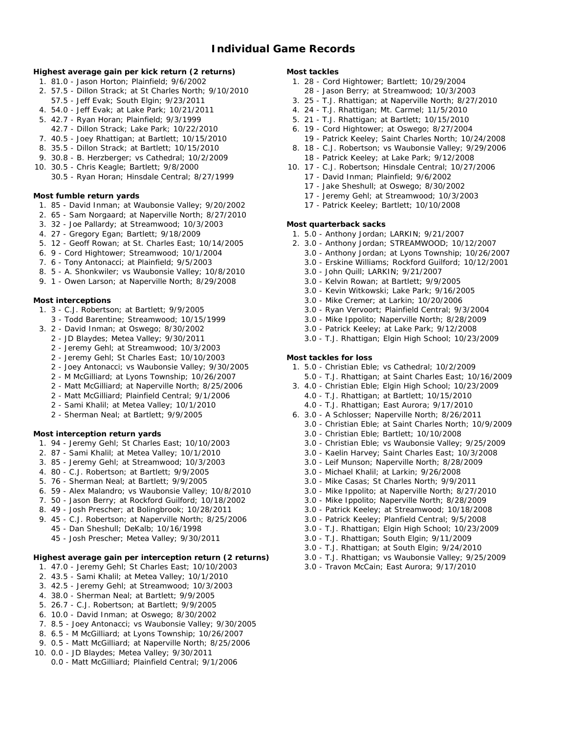# Individual Game Records

### Highest average gain per kick return (2 returns)

1. 81.0 - Jason Horton; Plainfield; 9/6/2002
2. 57.5 - Dillon Strack; at St Charles North; 9/10/2010
   57.5 - Jeff Evak; South Elgin; 9/23/2011
4. 54.0 - Jeff Evak; at Lake Park; 10/21/2011
5. 42.7 - Ryan Horan; Plainfield; 9/3/1999
   42.7 - Dillon Strack; Lake Park; 10/22/2010
7. 40.5 - Joey Rhattigan; at Bartlett; 10/15/2010
8. 35.5 - Dillon Strack; at Bartlett; 10/15/2010
9. 30.8 - B. Herzberger; vs Cathedral; 10/2/2009
10. 30.5 - Chris Keagle; Bartlett; 9/8/2000
    30.5 - Ryan Horan; Hinsdale Central; 8/27/1999

### Most fumble return yards

1. 85 - David Inman; at Waubonsie Valley; 9/20/2002
2. 65 - Sam Norgaard; at Naperville North; 8/27/2010
3. 32 - Joe Pallardy; at Streamwood; 10/3/2003
4. 27 - Gregory Egan; Bartlett; 9/18/2009
5. 12 - Geoff Rowan; at St. Charles East; 10/14/2005
6. 9 - Cord Hightower; Streamwood; 10/1/2004
7. 6 - Tony Antonacci; at Plainfield; 9/5/2003
8. 5 - A. Shonkwiler; vs Waubonsie Valley; 10/8/2010
9. 1 - Owen Larson; at Naperville North; 8/29/2008

### Most interceptions

1. 3 - C.J. Robertson; at Bartlett; 9/9/2005
   3 - Todd Barentine; Streamwood; 10/15/1999
3. 2 - David Inman; at Oswego; 8/30/2002
   2 - JD Blaydes; Metea Valley; 9/30/2011
   2 - Jeremy Gehl; at Streamwood; 10/3/2003
   2 - Jeremy Gehl; St Charles East; 10/10/2003
   2 - Joey Antonacci; vs Waubonsie Valley; 9/30/2005
   2 - M McGilliard; at Lyons Township; 10/26/2007
   2 - Matt McGilliard; at Naperville North; 8/25/2006
   2 - Matt McGilliard; Plainfield Central; 9/1/2006
   2 - Sami Khalil; at Metea Valley; 10/1/2010
   2 - Sherman Neal; at Bartlett; 9/9/2005

### Most interception return yards

1. 94 - Jeremy Gehl; St Charles East; 10/10/2003
2. 87 - Sami Khalil; at Metea Valley; 10/1/2010
3. 85 - Jeremy Gehl; at Streamwood; 10/3/2003
4. 80 - C.J. Robertson; at Bartlett; 9/9/2005
5. 76 - Sherman Neal; at Bartlett; 9/9/2005
6. 59 - Alex Malandro; vs Waubonsie Valley; 10/8/2010
7. 50 - Jason Berry; at Rockford Guilford; 10/18/2002
8. 49 - Josh Prescher; at Bolingbrook; 10/28/2011
9. 45 - C.J. Robertson; at Naperville North; 8/25/2006
   45 - Dan Sheshull; DeKalb; 10/16/1998
   45 - Josh Prescher; Metea Valley; 9/30/2011

### Highest average gain per interception return (2 returns)

1. 47.0 - Jeremy Gehl; St Charles East; 10/10/2003
2. 43.5 - Sami Khalil; at Metea Valley; 10/1/2010
3. 42.5 - Jeremy Gehl; at Streamwood; 10/3/2003
4. 38.0 - Sherman Neal; at Bartlett; 9/9/2005
5. 26.7 - C.J. Robertson; at Bartlett; 9/9/2005
6. 10.0 - David Inman; at Oswego; 8/30/2002
7. 8.5 - Joey Antonacci; vs Waubonsie Valley; 9/30/2005
8. 6.5 - M McGilliard; at Lyons Township; 10/26/2007
9. 0.5 - Matt McGilliard; at Naperville North; 8/25/2006
10. 0.0 - JD Blaydes; Metea Valley; 9/30/2011
    0.0 - Matt McGilliard; Plainfield Central; 9/1/2006

### Most tackles

1. 28 - Cord Hightower; Bartlett; 10/29/2004
   28 - Jason Berry; at Streamwood; 10/3/2003
3. 25 - T.J. Rhattigan; at Naperville North; 8/27/2010
4. 24 - T.J. Rhattigan; Mt. Carmel; 11/5/2010
5. 21 - T.J. Rhattigan; at Bartlett; 10/15/2010
6. 19 - Cord Hightower; at Oswego; 8/27/2004
   19 - Patrick Keeley; Saint Charles North; 10/24/2008
8. 18 - C.J. Robertson; vs Waubonsie Valley; 9/29/2006
   18 - Patrick Keeley; at Lake Park; 9/12/2008
10. 17 - C.J. Robertson; Hinsdale Central; 10/27/2006
    17 - David Inman; Plainfield; 9/6/2002
    17 - Jake Sheshull; at Oswego; 8/30/2002
    17 - Jeremy Gehl; at Streamwood; 10/3/2003
    17 - Patrick Keeley; Bartlett; 10/10/2008

### Most quarterback sacks

1. 5.0 - Anthony Jordan; LARKIN; 9/21/2007
2. 3.0 - Anthony Jordan; STREAMWOOD; 10/12/2007
   3.0 - Anthony Jordan; at Lyons Township; 10/26/2007
   3.0 - Erskine Williams; Rockford Guilford; 10/12/2001
   3.0 - John Quill; LARKIN; 9/21/2007
   3.0 - Kelvin Rowan; at Bartlett; 9/9/2005
   3.0 - Kevin Witkowski; Lake Park; 9/16/2005
   3.0 - Mike Cremer; at Larkin; 10/20/2006
   3.0 - Ryan Vervoort; Plainfield Central; 9/3/2004
   3.0 - Mike Ippolito; Naperville North; 8/28/2009
   3.0 - Patrick Keeley; at Lake Park; 9/12/2008
   3.0 - T.J. Rhattigan; Elgin High School; 10/23/2009

### Most tackles for loss

1. 5.0 - Christian Eble; vs Cathedral; 10/2/2009
   5.0 - T.J. Rhattigan; at Saint Charles East; 10/16/2009
3. 4.0 - Christian Eble; Elgin High School; 10/23/2009
   4.0 - T.J. Rhattigan; at Bartlett; 10/15/2010
   4.0 - T.J. Rhattigan; East Aurora; 9/17/2010
6. 3.0 - A Schlosser; Naperville North; 8/26/2011
   3.0 - Christian Eble; at Saint Charles North; 10/9/2009
   3.0 - Christian Eble; Bartlett; 10/10/2008
   3.0 - Christian Eble; vs Waubonsie Valley; 9/25/2009
   3.0 - Kaelin Harvey; Saint Charles East; 10/3/2008
   3.0 - Leif Munson; Naperville North; 8/28/2009
   3.0 - Michael Khalil; at Larkin; 9/26/2008
   3.0 - Mike Casas; St Charles North; 9/9/2011
   3.0 - Mike Ippolito; at Naperville North; 8/27/2010
   3.0 - Mike Ippolito; Naperville North; 8/28/2009
   3.0 - Patrick Keeley; at Streamwood; 10/18/2008
   3.0 - Patrick Keeley; Planfield Central; 9/5/2008
   3.0 - T.J. Rhattigan; Elgin High School; 10/23/2009
   3.0 - T.J. Rhattigan; South Elgin; 9/11/2009
   3.0 - T.J. Rhattigan; at South Elgin; 9/24/2010
   3.0 - T.J. Rhattigan; vs Waubonsie Valley; 9/25/2009
   3.0 - Travon McCain; East Aurora; 9/17/2010